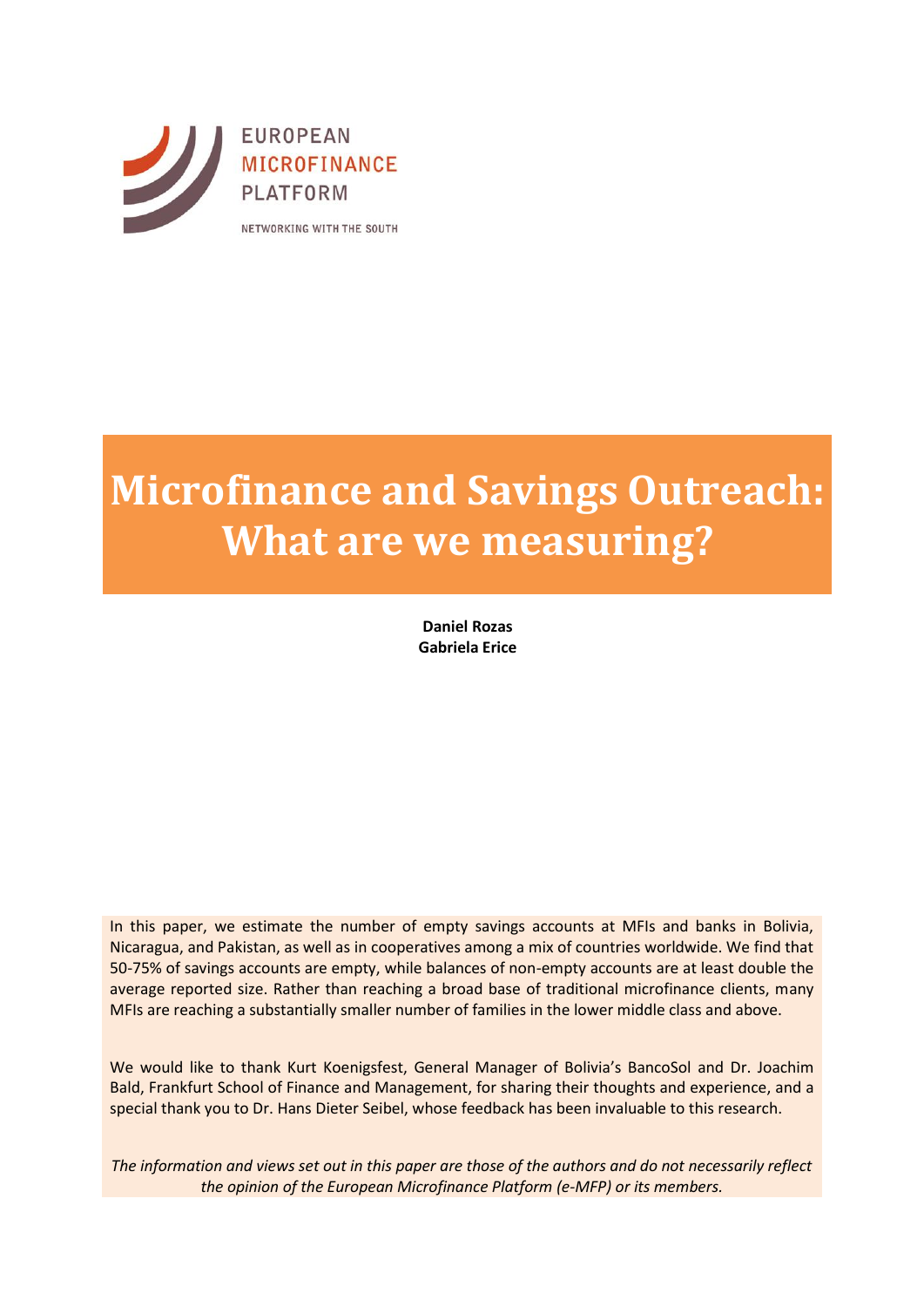EUROPEAN
MICROFINANCE
PLATFORM

NETWORKING WITH THE SOUTH

# Microfinance and Savings Outreach: What are we measuring?

**Daniel Rozas**
**Gabriela Erice**

In this paper, we estimate the number of empty savings accounts at MFIs and banks in Bolivia, Nicaragua, and Pakistan, as well as in cooperatives among a mix of countries worldwide. We find that 50-75% of savings accounts are empty, while balances of non-empty accounts are at least double the average reported size. Rather than reaching a broad base of traditional microfinance clients, many MFIs are reaching a substantially smaller number of families in the lower middle class and above.

We would like to thank Kurt Koenigsfest, General Manager of Bolivia's BancoSol and Dr. Joachim Bald, Frankfurt School of Finance and Management, for sharing their thoughts and experience, and a special thank you to Dr. Hans Dieter Seibel, whose feedback has been invaluable to this research.

*The information and views set out in this paper are those of the authors and do not necessarily reflect the opinion of the European Microfinance Platform (e-MFP) or its members.*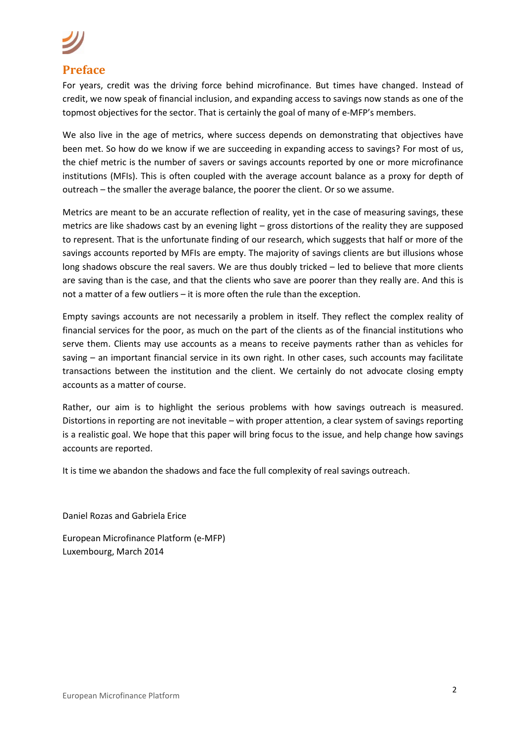## Preface

For years, credit was the driving force behind microfinance. But times have changed. Instead of credit, we now speak of financial inclusion, and expanding access to savings now stands as one of the topmost objectives for the sector. That is certainly the goal of many of e-MFP's members.

We also live in the age of metrics, where success depends on demonstrating that objectives have been met. So how do we know if we are succeeding in expanding access to savings? For most of us, the chief metric is the number of savers or savings accounts reported by one or more microfinance institutions (MFIs). This is often coupled with the average account balance as a proxy for depth of outreach – the smaller the average balance, the poorer the client. Or so we assume.

Metrics are meant to be an accurate reflection of reality, yet in the case of measuring savings, these metrics are like shadows cast by an evening light – gross distortions of the reality they are supposed to represent. That is the unfortunate finding of our research, which suggests that half or more of the savings accounts reported by MFIs are empty. The majority of savings clients are but illusions whose long shadows obscure the real savers. We are thus doubly tricked – led to believe that more clients are saving than is the case, and that the clients who save are poorer than they really are. And this is not a matter of a few outliers – it is more often the rule than the exception.

Empty savings accounts are not necessarily a problem in itself. They reflect the complex reality of financial services for the poor, as much on the part of the clients as of the financial institutions who serve them. Clients may use accounts as a means to receive payments rather than as vehicles for saving – an important financial service in its own right. In other cases, such accounts may facilitate transactions between the institution and the client. We certainly do not advocate closing empty accounts as a matter of course.

Rather, our aim is to highlight the serious problems with how savings outreach is measured. Distortions in reporting are not inevitable – with proper attention, a clear system of savings reporting is a realistic goal. We hope that this paper will bring focus to the issue, and help change how savings accounts are reported.

It is time we abandon the shadows and face the full complexity of real savings outreach.

Daniel Rozas and Gabriela Erice

European Microfinance Platform (e-MFP)
Luxembourg, March 2014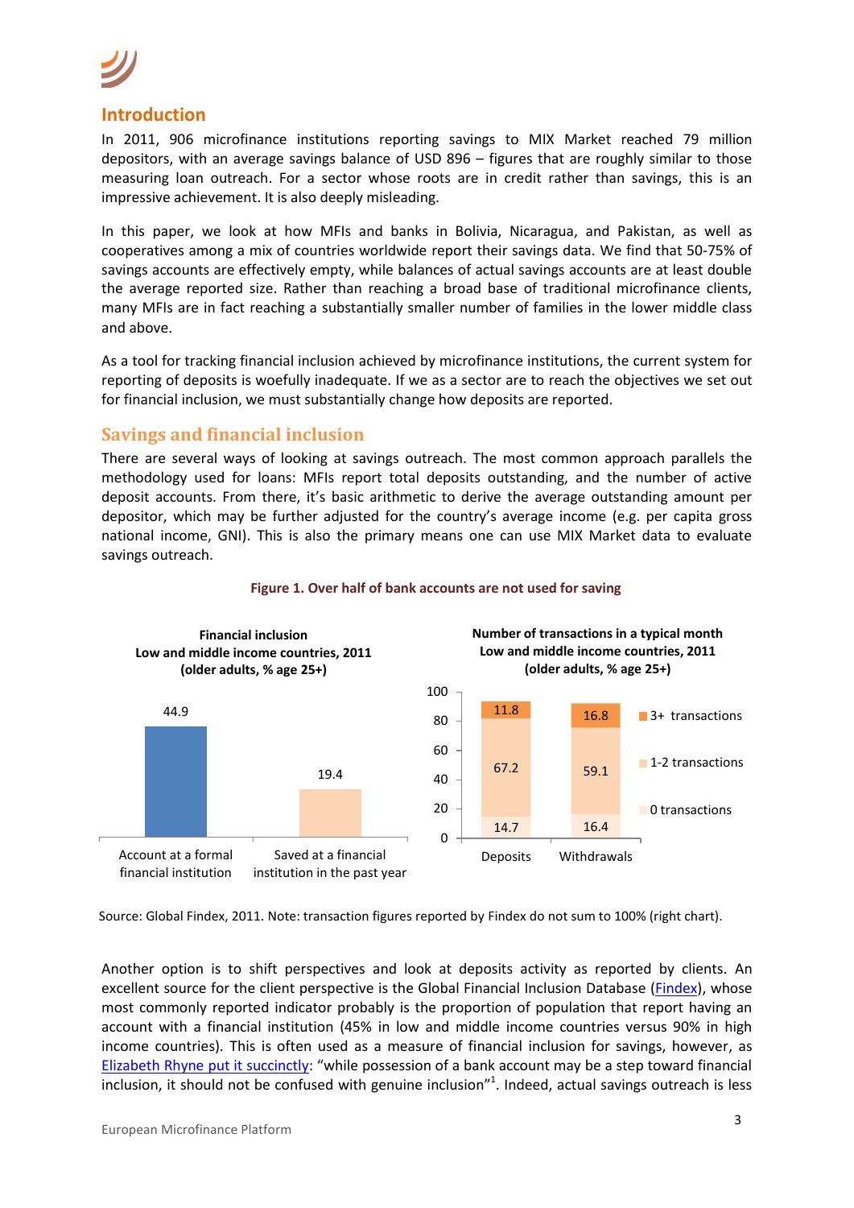## Introduction

In 2011, 906 microfinance institutions reporting savings to MIX Market reached 79 million depositors, with an average savings balance of USD 896 – figures that are roughly similar to those measuring loan outreach. For a sector whose roots are in credit rather than savings, this is an impressive achievement. It is also deeply misleading.

In this paper, we look at how MFIs and banks in Bolivia, Nicaragua, and Pakistan, as well as cooperatives among a mix of countries worldwide report their savings data. We find that 50-75% of savings accounts are effectively empty, while balances of actual savings accounts are at least double the average reported size. Rather than reaching a broad base of traditional microfinance clients, many MFIs are in fact reaching a substantially smaller number of families in the lower middle class and above.

As a tool for tracking financial inclusion achieved by microfinance institutions, the current system for reporting of deposits is woefully inadequate. If we as a sector are to reach the objectives we set out for financial inclusion, we must substantially change how deposits are reported.

## Savings and financial inclusion

There are several ways of looking at savings outreach. The most common approach parallels the methodology used for loans: MFIs report total deposits outstanding, and the number of active deposit accounts. From there, it's basic arithmetic to derive the average outstanding amount per depositor, which may be further adjusted for the country's average income (e.g. per capita gross national income, GNI). This is also the primary means one can use MIX Market data to evaluate savings outreach.

**Figure 1. Over half of bank accounts are not used for saving**

**Financial inclusion**
**Low and middle income countries, 2011**
**(older adults, % age 25+)**

| | % |
|---|---|
| Account at a formal financial institution | 44.9 |
| Saved at a financial institution in the past year | 19.4 |

**Number of transactions in a typical month**
**Low and middle income countries, 2011**
**(older adults, % age 25+)**

| | Deposits | Withdrawals |
|---|---|---|
| 3+ transactions | 11.8 | 16.8 |
| 1-2 transactions | 67.2 | 59.1 |
| 0 transactions | 14.7 | 16.4 |

Source: Global Findex, 2011. Note: transaction figures reported by Findex do not sum to 100% (right chart).

Another option is to shift perspectives and look at deposits activity as reported by clients. An excellent source for the client perspective is the Global Financial Inclusion Database (Findex), whose most commonly reported indicator probably is the proportion of population that report having an account with a financial institution (45% in low and middle income countries versus 90% in high income countries). This is often used as a measure of financial inclusion for savings, however, as Elizabeth Rhyne put it succinctly: "while possession of a bank account may be a step toward financial inclusion, it should not be confused with genuine inclusion"[1]. Indeed, actual savings outreach is less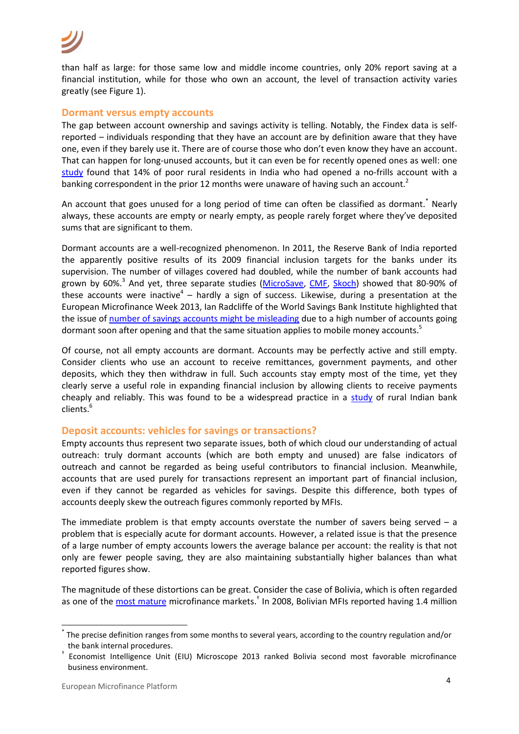than half as large: for those same low and middle income countries, only 20% report saving at a financial institution, while for those who own an account, the level of transaction activity varies greatly (see Figure 1).

## Dormant versus empty accounts

The gap between account ownership and savings activity is telling. Notably, the Findex data is self-reported – individuals responding that they have an account are by definition aware that they have one, even if they barely use it. There are of course those who don't even know they have an account. That can happen for long-unused accounts, but it can even be for recently opened ones as well: one study found that 14% of poor rural residents in India who had opened a no-frills account with a banking correspondent in the prior 12 months were unaware of having such an account.[2]

An account that goes unused for a long period of time can often be classified as dormant.[*] Nearly always, these accounts are empty or nearly empty, as people rarely forget where they've deposited sums that are significant to them.

Dormant accounts are a well-recognized phenomenon. In 2011, the Reserve Bank of India reported the apparently positive results of its 2009 financial inclusion targets for the banks under its supervision. The number of villages covered had doubled, while the number of bank accounts had grown by 60%.[3] And yet, three separate studies (MicroSave, CMF, Skoch) showed that 80-90% of these accounts were inactive[4] – hardly a sign of success. Likewise, during a presentation at the European Microfinance Week 2013, Ian Radcliffe of the World Savings Bank Institute highlighted that the issue of number of savings accounts might be misleading due to a high number of accounts going dormant soon after opening and that the same situation applies to mobile money accounts.[5]

Of course, not all empty accounts are dormant. Accounts may be perfectly active and still empty. Consider clients who use an account to receive remittances, government payments, and other deposits, which they then withdraw in full. Such accounts stay empty most of the time, yet they clearly serve a useful role in expanding financial inclusion by allowing clients to receive payments cheaply and reliably. This was found to be a widespread practice in a study of rural Indian bank clients.[6]

## Deposit accounts: vehicles for savings or transactions?

Empty accounts thus represent two separate issues, both of which cloud our understanding of actual outreach: truly dormant accounts (which are both empty and unused) are false indicators of outreach and cannot be regarded as being useful contributors to financial inclusion. Meanwhile, accounts that are used purely for transactions represent an important part of financial inclusion, even if they cannot be regarded as vehicles for savings. Despite this difference, both types of accounts deeply skew the outreach figures commonly reported by MFIs.

The immediate problem is that empty accounts overstate the number of savers being served – a problem that is especially acute for dormant accounts. However, a related issue is that the presence of a large number of empty accounts lowers the average balance per account: the reality is that not only are fewer people saving, they are also maintaining substantially higher balances than what reported figures show.

The magnitude of these distortions can be great. Consider the case of Bolivia, which is often regarded as one of the most mature microfinance markets.[†] In 2008, Bolivian MFIs reported having 1.4 million

---

[*] The precise definition ranges from some months to several years, according to the country regulation and/or the bank internal procedures.

[†] Economist Intelligence Unit (EIU) Microscope 2013 ranked Bolivia second most favorable microfinance business environment.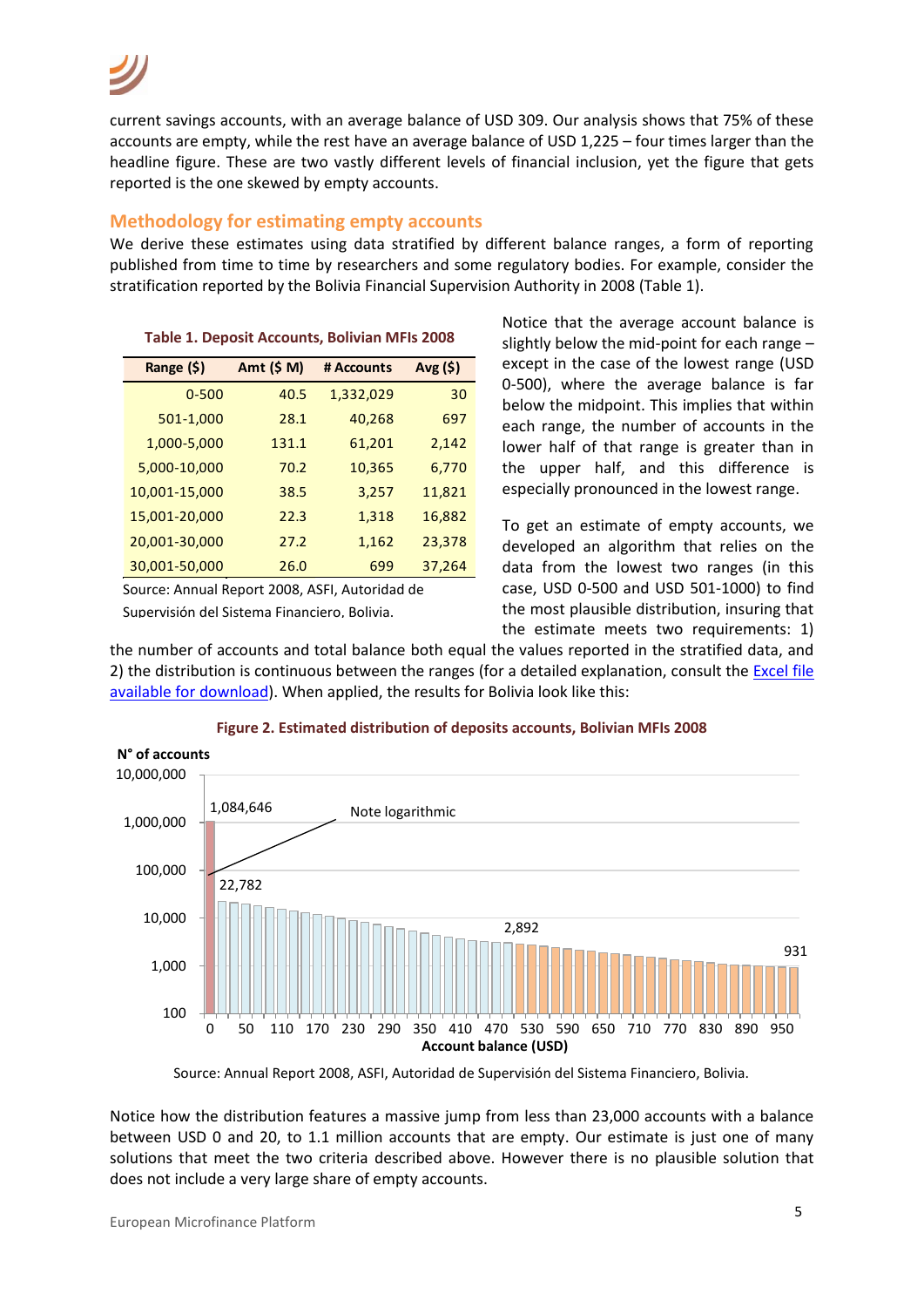current savings accounts, with an average balance of USD 309. Our analysis shows that 75% of these accounts are empty, while the rest have an average balance of USD 1,225 – four times larger than the headline figure. These are two vastly different levels of financial inclusion, yet the figure that gets reported is the one skewed by empty accounts.

## Methodology for estimating empty accounts

We derive these estimates using data stratified by different balance ranges, a form of reporting published from time to time by researchers and some regulatory bodies. For example, consider the stratification reported by the Bolivia Financial Supervision Authority in 2008 (Table 1).

**Table 1. Deposit Accounts, Bolivian MFIs 2008**

| Range ($) | Amt ($ M) | # Accounts | Avg ($) |
|---|---|---|---|
| 0-500 | 40.5 | 1,332,029 | 30 |
| 501-1,000 | 28.1 | 40,268 | 697 |
| 1,000-5,000 | 131.1 | 61,201 | 2,142 |
| 5,000-10,000 | 70.2 | 10,365 | 6,770 |
| 10,001-15,000 | 38.5 | 3,257 | 11,821 |
| 15,001-20,000 | 22.3 | 1,318 | 16,882 |
| 20,001-30,000 | 27.2 | 1,162 | 23,378 |
| 30,001-50,000 | 26.0 | 699 | 37,264 |

Source: Annual Report 2008, ASFI, Autoridad de Supervisión del Sistema Financiero, Bolivia.

Notice that the average account balance is slightly below the mid-point for each range – except in the case of the lowest range (USD 0-500), where the average balance is far below the midpoint. This implies that within each range, the number of accounts in the lower half of that range is greater than in the upper half, and this difference is especially pronounced in the lowest range.

To get an estimate of empty accounts, we developed an algorithm that relies on the data from the lowest two ranges (in this case, USD 0-500 and USD 501-1000) to find the most plausible distribution, insuring that the estimate meets two requirements: 1) the number of accounts and total balance both equal the values reported in the stratified data, and 2) the distribution is continuous between the ranges (for a detailed explanation, consult the [Excel file available for download]). When applied, the results for Bolivia look like this:

**Figure 2. Estimated distribution of deposits accounts, Bolivian MFIs 2008**

Source: Annual Report 2008, ASFI, Autoridad de Supervisión del Sistema Financiero, Bolivia.

Notice how the distribution features a massive jump from less than 23,000 accounts with a balance between USD 0 and 20, to 1.1 million accounts that are empty. Our estimate is just one of many solutions that meet the two criteria described above. However there is no plausible solution that does not include a very large share of empty accounts.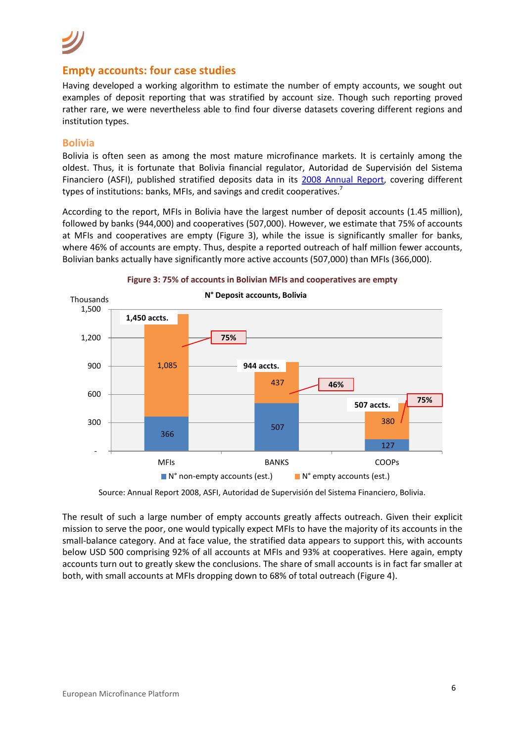## Empty accounts: four case studies

Having developed a working algorithm to estimate the number of empty accounts, we sought out examples of deposit reporting that was stratified by account size. Though such reporting proved rather rare, we were nevertheless able to find four diverse datasets covering different regions and institution types.

### Bolivia

Bolivia is often seen as among the most mature microfinance markets. It is certainly among the oldest. Thus, it is fortunate that Bolivia financial regulator, Autoridad de Supervisión del Sistema Financiero (ASFI), published stratified deposits data in its 2008 Annual Report, covering different types of institutions: banks, MFIs, and savings and credit cooperatives.[7]

According to the report, MFIs in Bolivia have the largest number of deposit accounts (1.45 million), followed by banks (944,000) and cooperatives (507,000). However, we estimate that 75% of accounts at MFIs and cooperatives are empty (Figure 3), while the issue is significantly smaller for banks, where 46% of accounts are empty. Thus, despite a reported outreach of half million fewer accounts, Bolivian banks actually have significantly more active accounts (507,000) than MFIs (366,000).

**Figure 3: 75% of accounts in Bolivian MFIs and cooperatives are empty**

**N° Deposit accounts, Bolivia** (Thousands)

| | MFIs | BANKS | COOPs |
|---|---|---|---|
| N° non-empty accounts (est.) | 366 | 507 | 127 |
| N° empty accounts (est.) | 1,085 | 437 | 380 |
| Total | 1,450 accts. | 944 accts. | 507 accts. |
| Share empty | 75% | 46% | 75% |

Source: Annual Report 2008, ASFI, Autoridad de Supervisión del Sistema Financiero, Bolivia.

The result of such a large number of empty accounts greatly affects outreach. Given their explicit mission to serve the poor, one would typically expect MFIs to have the majority of its accounts in the small-balance category. And at face value, the stratified data appears to support this, with accounts below USD 500 comprising 92% of all accounts at MFIs and 93% at cooperatives. Here again, empty accounts turn out to greatly skew the conclusions. The share of small accounts is in fact far smaller at both, with small accounts at MFIs dropping down to 68% of total outreach (Figure 4).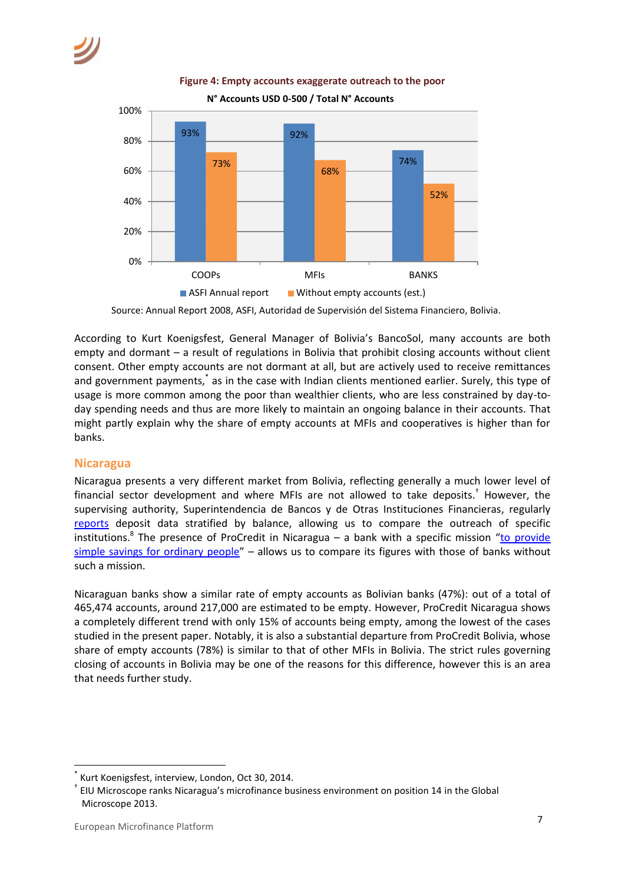**Figure 4: Empty accounts exaggerate outreach to the poor**

N° Accounts USD 0-500 / Total N° Accounts

| | ASFI Annual report | Without empty accounts (est.) |
|---|---|---|
| COOPs | 93% | 73% |
| MFIs | 92% | 68% |
| BANKS | 74% | 52% |

Source: Annual Report 2008, ASFI, Autoridad de Supervisión del Sistema Financiero, Bolivia.

According to Kurt Koenigsfest, General Manager of Bolivia's BancoSol, many accounts are both empty and dormant – a result of regulations in Bolivia that prohibit closing accounts without client consent. Other empty accounts are not dormant at all, but are actively used to receive remittances and government payments,[*] as in the case with Indian clients mentioned earlier. Surely, this type of usage is more common among the poor than wealthier clients, who are less constrained by day-to-day spending needs and thus are more likely to maintain an ongoing balance in their accounts. That might partly explain why the share of empty accounts at MFIs and cooperatives is higher than for banks.

## Nicaragua

Nicaragua presents a very different market from Bolivia, reflecting generally a much lower level of financial sector development and where MFIs are not allowed to take deposits.[†] However, the supervising authority, Superintendencia de Bancos y de Otras Instituciones Financieras, regularly reports deposit data stratified by balance, allowing us to compare the outreach of specific institutions.[8] The presence of ProCredit in Nicaragua – a bank with a specific mission "to provide simple savings for ordinary people" – allows us to compare its figures with those of banks without such a mission.

Nicaraguan banks show a similar rate of empty accounts as Bolivian banks (47%): out of a total of 465,474 accounts, around 217,000 are estimated to be empty. However, ProCredit Nicaragua shows a completely different trend with only 15% of accounts being empty, among the lowest of the cases studied in the present paper. Notably, it is also a substantial departure from ProCredit Bolivia, whose share of empty accounts (78%) is similar to that of other MFIs in Bolivia. The strict rules governing closing of accounts in Bolivia may be one of the reasons for this difference, however this is an area that needs further study.

---

[*] Kurt Koenigsfest, interview, London, Oct 30, 2014.

[†] EIU Microscope ranks Nicaragua's microfinance business environment on position 14 in the Global Microscope 2013.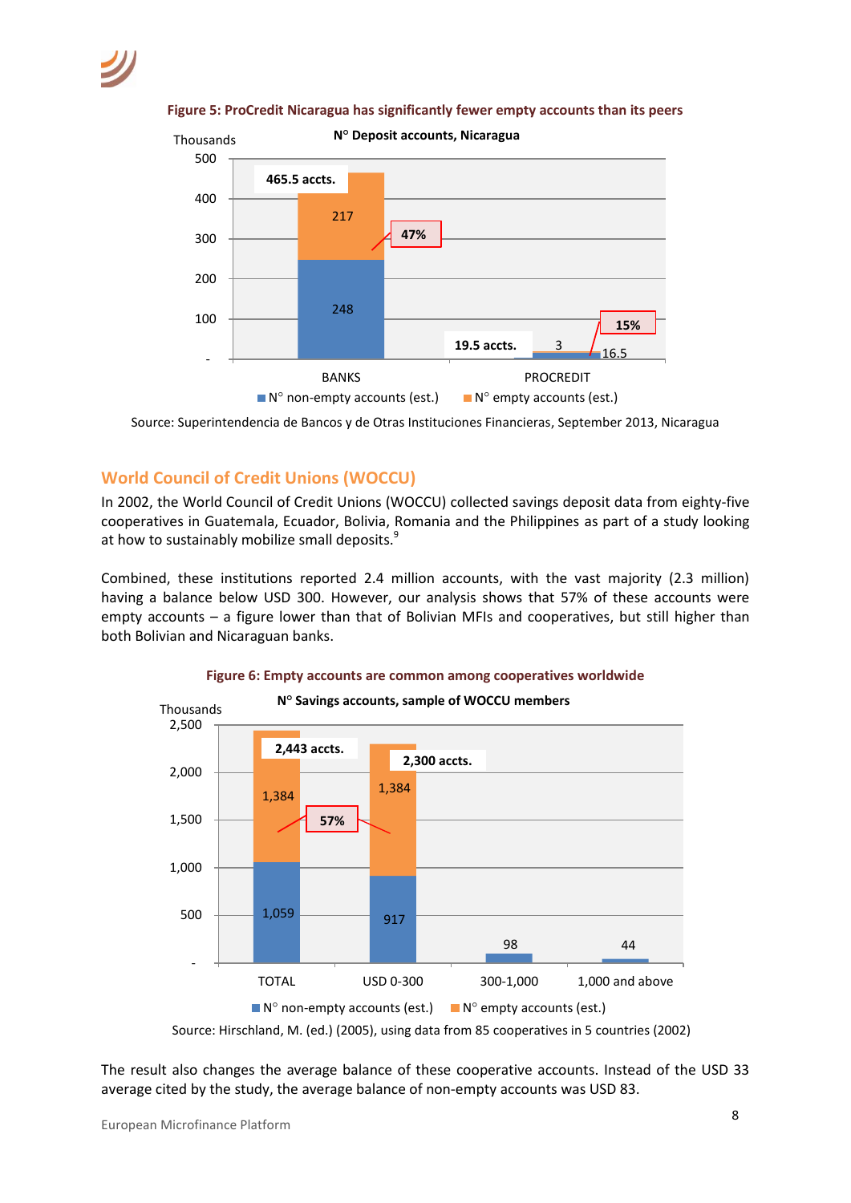**Figure 5: ProCredit Nicaragua has significantly fewer empty accounts than its peers**

**N° Deposit accounts, Nicaragua**

Thousands

| | N° non-empty accounts (est.) | N° empty accounts (est.) | Total | % empty |
|---|---|---|---|---|
| BANKS | 248 | 217 | 465.5 accts. | 47% |
| PROCREDIT | 16.5 | 3 | 19.5 accts. | 15% |

Source: Superintendencia de Bancos y de Otras Instituciones Financieras, September 2013, Nicaragua

## World Council of Credit Unions (WOCCU)

In 2002, the World Council of Credit Unions (WOCCU) collected savings deposit data from eighty-five cooperatives in Guatemala, Ecuador, Bolivia, Romania and the Philippines as part of a study looking at how to sustainably mobilize small deposits.[9]

Combined, these institutions reported 2.4 million accounts, with the vast majority (2.3 million) having a balance below USD 300. However, our analysis shows that 57% of these accounts were empty accounts – a figure lower than that of Bolivian MFIs and cooperatives, but still higher than both Bolivian and Nicaraguan banks.

**Figure 6: Empty accounts are common among cooperatives worldwide**

**N° Savings accounts, sample of WOCCU members**

Thousands

| | N° non-empty accounts (est.) | N° empty accounts (est.) | Total |
|---|---|---|---|
| TOTAL | 1,059 | 1,384 | 2,443 accts. |
| USD 0-300 | 917 | 1,384 | 2,300 accts. |
| 300-1,000 | 98 | | |
| 1,000 and above | 44 | | |

57% empty accounts

Source: Hirschland, M. (ed.) (2005), using data from 85 cooperatives in 5 countries (2002)

The result also changes the average balance of these cooperative accounts. Instead of the USD 33 average cited by the study, the average balance of non-empty accounts was USD 83.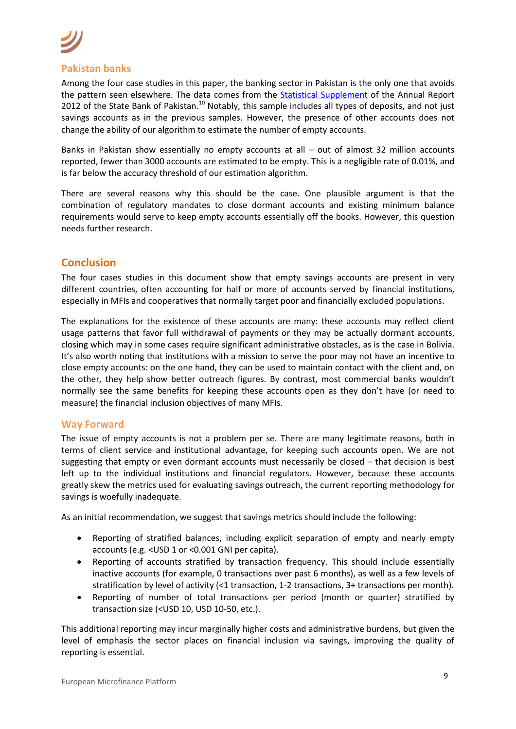## Pakistan banks

Among the four case studies in this paper, the banking sector in Pakistan is the only one that avoids the pattern seen elsewhere. The data comes from the [Statistical Supplement](#) of the Annual Report 2012 of the State Bank of Pakistan.[10] Notably, this sample includes all types of deposits, and not just savings accounts as in the previous samples. However, the presence of other accounts does not change the ability of our algorithm to estimate the number of empty accounts.

Banks in Pakistan show essentially no empty accounts at all – out of almost 32 million accounts reported, fewer than 3000 accounts are estimated to be empty. This is a negligible rate of 0.01%, and is far below the accuracy threshold of our estimation algorithm.

There are several reasons why this should be the case. One plausible argument is that the combination of regulatory mandates to close dormant accounts and existing minimum balance requirements would serve to keep empty accounts essentially off the books. However, this question needs further research.

# Conclusion

The four cases studies in this document show that empty savings accounts are present in very different countries, often accounting for half or more of accounts served by financial institutions, especially in MFIs and cooperatives that normally target poor and financially excluded populations.

The explanations for the existence of these accounts are many: these accounts may reflect client usage patterns that favor full withdrawal of payments or they may be actually dormant accounts, closing which may in some cases require significant administrative obstacles, as is the case in Bolivia. It's also worth noting that institutions with a mission to serve the poor may not have an incentive to close empty accounts: on the one hand, they can be used to maintain contact with the client and, on the other, they help show better outreach figures. By contrast, most commercial banks wouldn't normally see the same benefits for keeping these accounts open as they don't have (or need to measure) the financial inclusion objectives of many MFIs.

## Way Forward

The issue of empty accounts is not a problem per se. There are many legitimate reasons, both in terms of client service and institutional advantage, for keeping such accounts open. We are not suggesting that empty or even dormant accounts must necessarily be closed – that decision is best left up to the individual institutions and financial regulators. However, because these accounts greatly skew the metrics used for evaluating savings outreach, the current reporting methodology for savings is woefully inadequate.

As an initial recommendation, we suggest that savings metrics should include the following:

- Reporting of stratified balances, including explicit separation of empty and nearly empty accounts (e.g. <USD 1 or <0.001 GNI per capita).
- Reporting of accounts stratified by transaction frequency. This should include essentially inactive accounts (for example, 0 transactions over past 6 months), as well as a few levels of stratification by level of activity (<1 transaction, 1-2 transactions, 3+ transactions per month).
- Reporting of number of total transactions per period (month or quarter) stratified by transaction size (<USD 10, USD 10-50, etc.).

This additional reporting may incur marginally higher costs and administrative burdens, but given the level of emphasis the sector places on financial inclusion via savings, improving the quality of reporting is essential.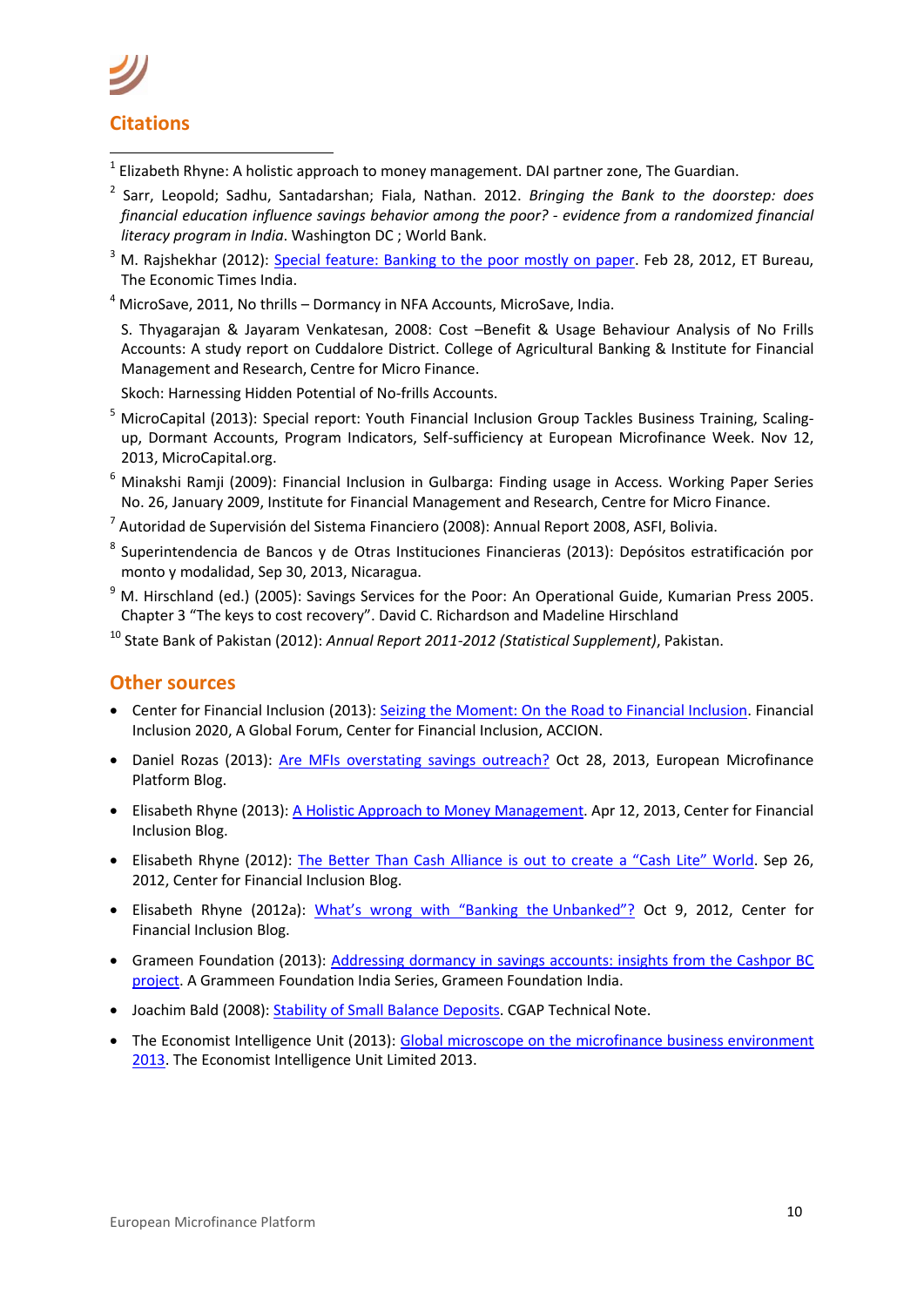## Citations

[1] Elizabeth Rhyne: A holistic approach to money management. DAI partner zone, The Guardian.

[2] Sarr, Leopold; Sadhu, Santadarshan; Fiala, Nathan. 2012. *Bringing the Bank to the doorstep: does financial education influence savings behavior among the poor? - evidence from a randomized financial literacy program in India*. Washington DC ; World Bank.

[3] M. Rajshekhar (2012): Special feature: Banking to the poor mostly on paper. Feb 28, 2012, ET Bureau, The Economic Times India.

[4] MicroSave, 2011, No thrills – Dormancy in NFA Accounts, MicroSave, India.

S. Thyagarajan & Jayaram Venkatesan, 2008: Cost –Benefit & Usage Behaviour Analysis of No Frills Accounts: A study report on Cuddalore District. College of Agricultural Banking & Institute for Financial Management and Research, Centre for Micro Finance.

Skoch: Harnessing Hidden Potential of No-frills Accounts.

[5] MicroCapital (2013): Special report: Youth Financial Inclusion Group Tackles Business Training, Scaling-up, Dormant Accounts, Program Indicators, Self-sufficiency at European Microfinance Week. Nov 12, 2013, MicroCapital.org.

[6] Minakshi Ramji (2009): Financial Inclusion in Gulbarga: Finding usage in Access. Working Paper Series No. 26, January 2009, Institute for Financial Management and Research, Centre for Micro Finance.

[7] Autoridad de Supervisión del Sistema Financiero (2008): Annual Report 2008, ASFI, Bolivia.

[8] Superintendencia de Bancos y de Otras Instituciones Financieras (2013): Depósitos estratificación por monto y modalidad, Sep 30, 2013, Nicaragua.

[9] M. Hirschland (ed.) (2005): Savings Services for the Poor: An Operational Guide, Kumarian Press 2005. Chapter 3 "The keys to cost recovery". David C. Richardson and Madeline Hirschland

[10] State Bank of Pakistan (2012): *Annual Report 2011-2012 (Statistical Supplement)*, Pakistan.

## Other sources

- Center for Financial Inclusion (2013): Seizing the Moment: On the Road to Financial Inclusion. Financial Inclusion 2020, A Global Forum, Center for Financial Inclusion, ACCION.
- Daniel Rozas (2013): Are MFIs overstating savings outreach? Oct 28, 2013, European Microfinance Platform Blog.
- Elisabeth Rhyne (2013): A Holistic Approach to Money Management. Apr 12, 2013, Center for Financial Inclusion Blog.
- Elisabeth Rhyne (2012): The Better Than Cash Alliance is out to create a "Cash Lite" World. Sep 26, 2012, Center for Financial Inclusion Blog.
- Elisabeth Rhyne (2012a): What's wrong with "Banking the Unbanked"? Oct 9, 2012, Center for Financial Inclusion Blog.
- Grameen Foundation (2013): Addressing dormancy in savings accounts: insights from the Cashpor BC project. A Grammeen Foundation India Series, Grameen Foundation India.
- Joachim Bald (2008): Stability of Small Balance Deposits. CGAP Technical Note.
- The Economist Intelligence Unit (2013): Global microscope on the microfinance business environment 2013. The Economist Intelligence Unit Limited 2013.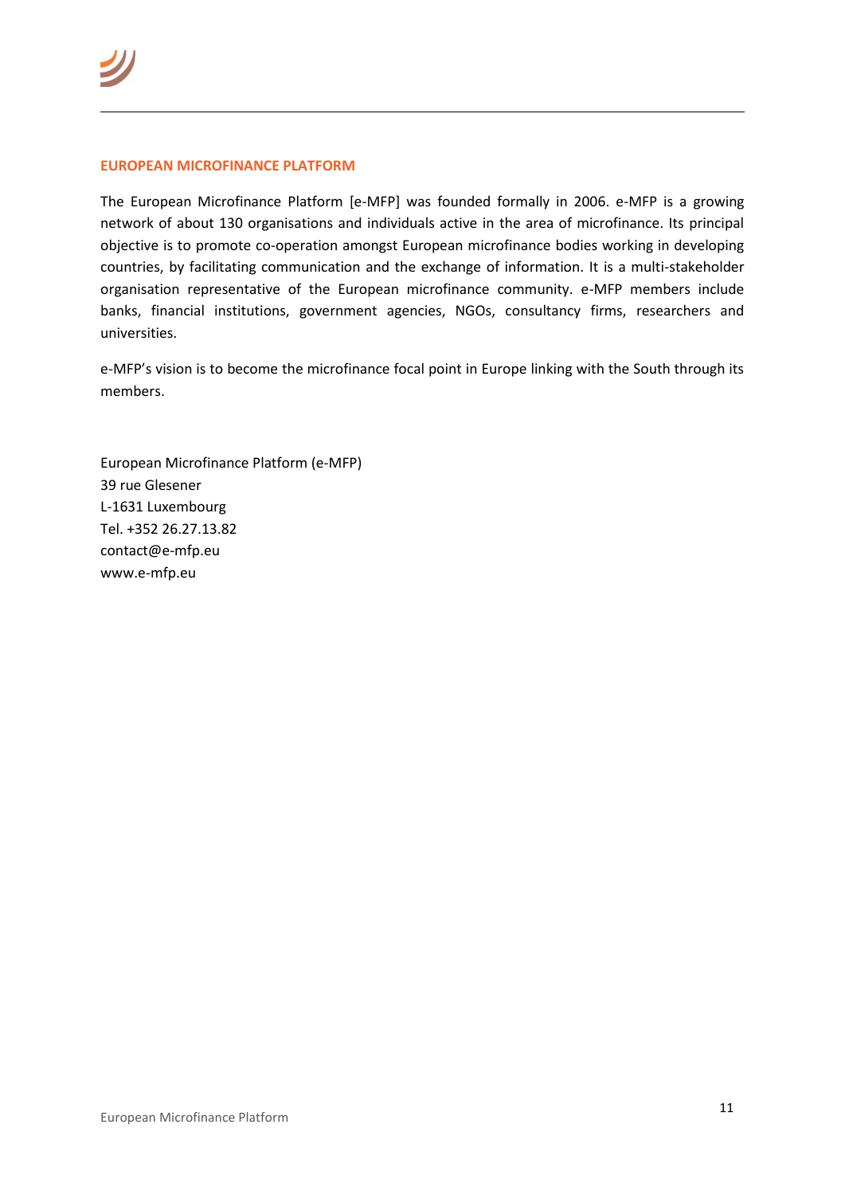## EUROPEAN MICROFINANCE PLATFORM

The European Microfinance Platform [e-MFP] was founded formally in 2006. e-MFP is a growing network of about 130 organisations and individuals active in the area of microfinance. Its principal objective is to promote co-operation amongst European microfinance bodies working in developing countries, by facilitating communication and the exchange of information. It is a multi-stakeholder organisation representative of the European microfinance community. e-MFP members include banks, financial institutions, government agencies, NGOs, consultancy firms, researchers and universities.

e-MFP's vision is to become the microfinance focal point in Europe linking with the South through its members.

European Microfinance Platform (e-MFP)
39 rue Glesener
L-1631 Luxembourg
Tel. +352 26.27.13.82
contact@e-mfp.eu
www.e-mfp.eu